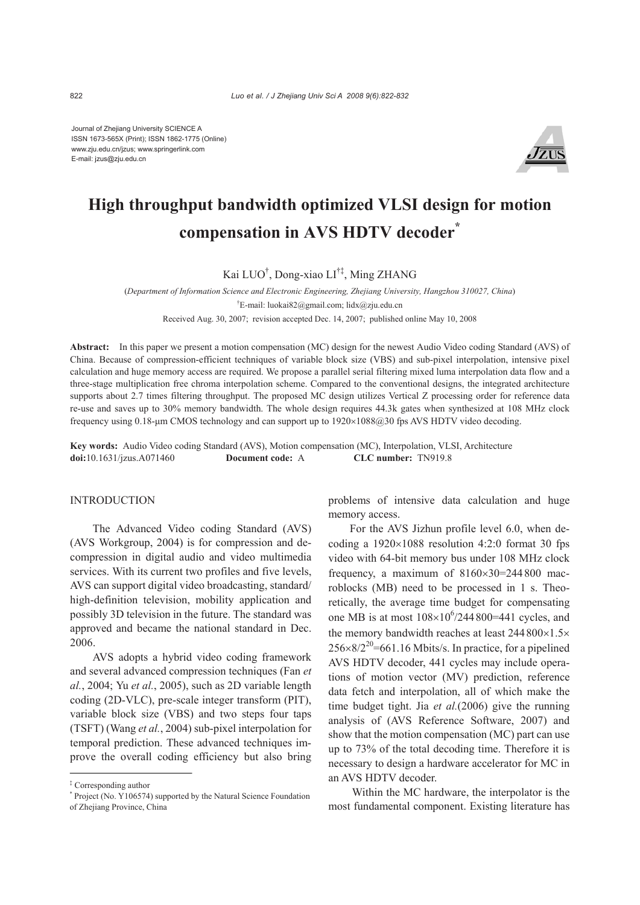Journal of Zhejiang University SCIENCE A
ISSN 1673-565X (Print); ISSN 1862-1775 (Online)
www.zju.edu.cn/jzus; www.springerlink.com
E-mail: jzus@zju.edu.cn

# High throughput bandwidth optimized VLSI design for motion compensation in AVS HDTV decoder*

Kai LUO†, Dong-xiao LI†‡, Ming ZHANG

(*Department of Information Science and Electronic Engineering, Zhejiang University, Hangzhou 310027, China*)

†E-mail: luokai82@gmail.com; lidx@zju.edu.cn

Received Aug. 30, 2007; revision accepted Dec. 14, 2007; published online May 10, 2008

**Abstract:** In this paper we present a motion compensation (MC) design for the newest Audio Video coding Standard (AVS) of China. Because of compression-efficient techniques of variable block size (VBS) and sub-pixel interpolation, intensive pixel calculation and huge memory access are required. We propose a parallel serial filtering mixed luma interpolation data flow and a three-stage multiplication free chroma interpolation scheme. Compared to the conventional designs, the integrated architecture supports about 2.7 times filtering throughput. The proposed MC design utilizes Vertical Z processing order for reference data re-use and saves up to 30% memory bandwidth. The whole design requires 44.3k gates when synthesized at 108 MHz clock frequency using 0.18-μm CMOS technology and can support up to 1920×1088@30 fps AVS HDTV video decoding.

**Key words:** Audio Video coding Standard (AVS), Motion compensation (MC), Interpolation, VLSI, Architecture
**doi:**10.1631/jzus.A071460 **Document code:** A **CLC number:** TN919.8

## INTRODUCTION

The Advanced Video coding Standard (AVS) (AVS Workgroup, 2004) is for compression and decompression in digital audio and video multimedia services. With its current two profiles and five levels, AVS can support digital video broadcasting, standard/high-definition television, mobility application and possibly 3D television in the future. The standard was approved and became the national standard in Dec. 2006.

AVS adopts a hybrid video coding framework and several advanced compression techniques (Fan *et al.*, 2004; Yu *et al.*, 2005), such as 2D variable length coding (2D-VLC), pre-scale integer transform (PIT), variable block size (VBS) and two steps four taps (TSFT) (Wang *et al.*, 2004) sub-pixel interpolation for temporal prediction. These advanced techniques improve the overall coding efficiency but also bring problems of intensive data calculation and huge memory access.

For the AVS Jizhun profile level 6.0, when decoding a 1920×1088 resolution 4:2:0 format 30 fps video with 64-bit memory bus under 108 MHz clock frequency, a maximum of 8160×30=244 800 macroblocks (MB) need to be processed in 1 s. Theoretically, the average time budget for compensating one MB is at most $108\times10^6/244\,800=441$ cycles, and the memory bandwidth reaches at least $244\,800\times1.5\times256\times8/2^{20}=661.16$ Mbits/s. In practice, for a pipelined AVS HDTV decoder, 441 cycles may include operations of motion vector (MV) prediction, reference data fetch and interpolation, all of which make the time budget tight. Jia *et al.*(2006) give the running analysis of (AVS Reference Software, 2007) and show that the motion compensation (MC) part can use up to 73% of the total decoding time. Therefore it is necessary to design a hardware accelerator for MC in an AVS HDTV decoder.

Within the MC hardware, the interpolator is the most fundamental component. Existing literature has

‡ Corresponding author
\* Project (No. Y106574) supported by the Natural Science Foundation of Zhejiang Province, China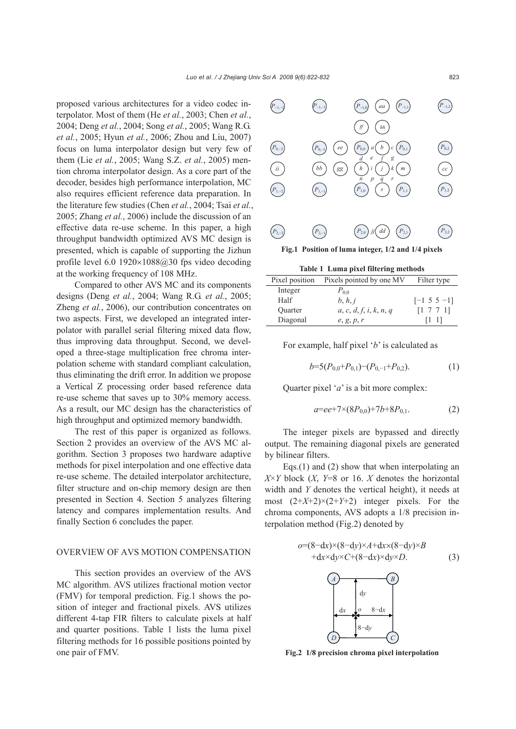proposed various architectures for a video codec interpolator. Most of them (He *et al.*, 2003; Chen *et al.*, 2004; Deng *et al.*, 2004; Song *et al.*, 2005; Wang R.G. *et al.*, 2005; Hyun *et al.*, 2006; Zhou and Liu, 2007) focus on luma interpolator design but very few of them (Lie *et al.*, 2005; Wang S.Z. *et al.*, 2005) mention chroma interpolator design. As a core part of the decoder, besides high performance interpolation, MC also requires efficient reference data preparation. In the literature few studies (Chen *et al.*, 2004; Tsai *et al.*, 2005; Zhang *et al.*, 2006) include the discussion of an effective data re-use scheme. In this paper, a high throughput bandwidth optimized AVS MC design is presented, which is capable of supporting the Jizhun profile level 6.0 1920×1088@30 fps video decoding at the working frequency of 108 MHz.

Compared to other AVS MC and its components designs (Deng *et al.*, 2004; Wang R.G. *et al.*, 2005; Zheng *et al.*, 2006), our contribution concentrates on two aspects. First, we developed an integrated interpolator with parallel serial filtering mixed data flow, thus improving data throughput. Second, we developed a three-stage multiplication free chroma interpolation scheme with standard compliant calculation, thus eliminating the drift error. In addition we propose a Vertical Z processing order based reference data re-use scheme that saves up to 30% memory access. As a result, our MC design has the characteristics of high throughput and optimized memory bandwidth.

The rest of this paper is organized as follows. Section 2 provides an overview of the AVS MC algorithm. Section 3 proposes two hardware adaptive methods for pixel interpolation and one effective data re-use scheme. The detailed interpolator architecture, filter structure and on-chip memory design are then presented in Section 4. Section 5 analyzes filtering latency and compares implementation results. And finally Section 6 concludes the paper.

## OVERVIEW OF AVS MOTION COMPENSATION

This section provides an overview of the AVS MC algorithm. AVS utilizes fractional motion vector (FMV) for temporal prediction. Fig.1 shows the position of integer and fractional pixels. AVS utilizes different 4-tap FIR filters to calculate pixels at half and quarter positions. Table 1 lists the luma pixel filtering methods for 16 possible positions pointed by one pair of FMV.

**Fig.1 Position of luma integer, 1/2 and 1/4 pixels**

**Table 1 Luma pixel filtering methods**

| Pixel position | Pixels pointed by one MV | Filter type |
|---|---|---|
| Integer | $P_{0,0}$ | |
| Half | $b$, $h$, $j$ | [−1 5 5 −1] |
| Quarter | $a$, $c$, $d$, $f$, $i$, $k$, $n$, $q$ | [1 7 7 1] |
| Diagonal | $e$, $g$, $p$, $r$ | [1 1] |

For example, half pixel '$b$' is calculated as

$$b=5(P_{0,0}+P_{0,1})-(P_{0,-1}+P_{0,2}). \tag{1}$$

Quarter pixel '$a$' is a bit more complex:

$$a=ee+7\times(8P_{0,0})+7b+8P_{0,1}. \tag{2}$$

The integer pixels are bypassed and directly output. The remaining diagonal pixels are generated by bilinear filters.

Eqs.(1) and (2) show that when interpolating an $X\times Y$ block ($X$, $Y$=8 or 16. $X$ denotes the horizontal width and $Y$ denotes the vertical height), it needs at most $(2+X+2)\times(2+Y+2)$ integer pixels. For the chroma components, AVS adopts a 1/8 precision interpolation method (Fig.2) denoted by

$$o=(8-\mathrm{d}x)\times(8-\mathrm{d}y)\times A+\mathrm{d}x\times(8-\mathrm{d}y)\times B +\mathrm{d}x\times \mathrm{d}y\times C+(8-\mathrm{d}x)\times \mathrm{d}y\times D. \tag{3}$$

**Fig.2 1/8 precision chroma pixel interpolation**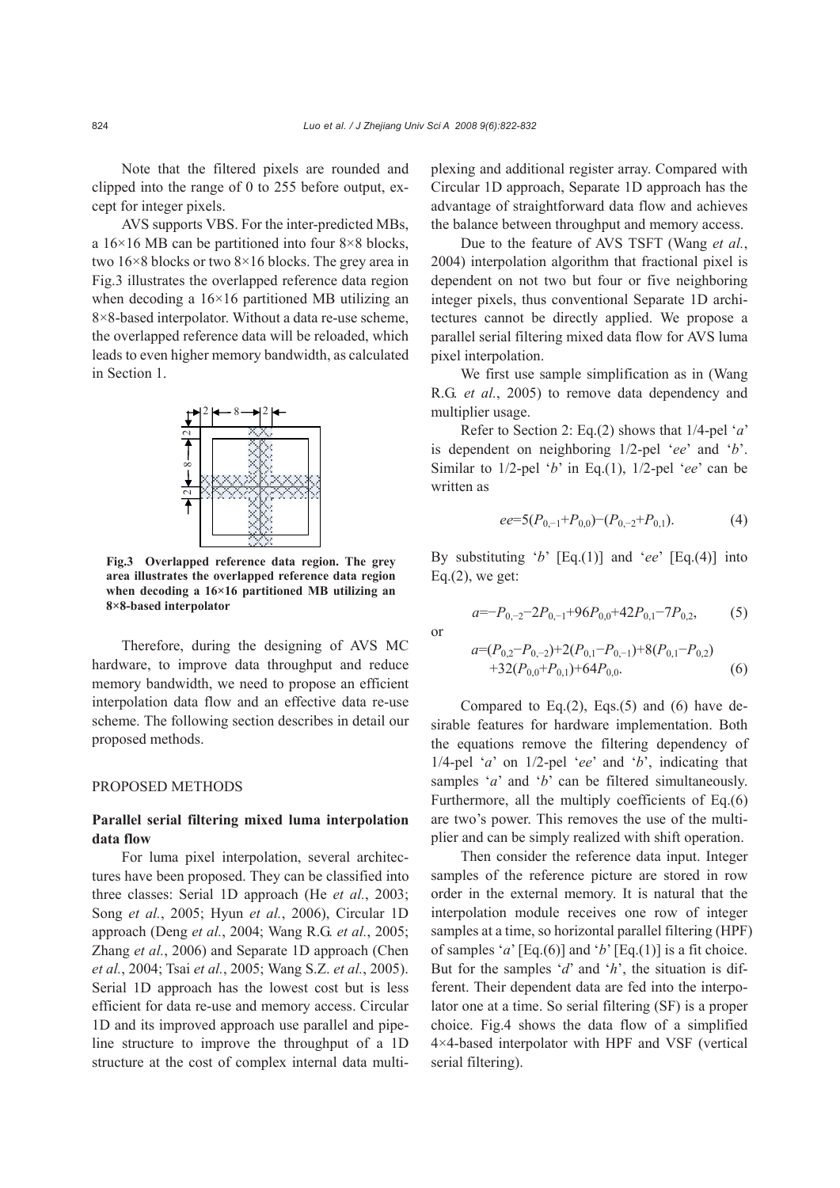Note that the filtered pixels are rounded and clipped into the range of 0 to 255 before output, except for integer pixels.

AVS supports VBS. For the inter-predicted MBs, a 16×16 MB can be partitioned into four 8×8 blocks, two 16×8 blocks or two 8×16 blocks. The grey area in Fig.3 illustrates the overlapped reference data region when decoding a 16×16 partitioned MB utilizing an 8×8-based interpolator. Without a data re-use scheme, the overlapped reference data will be reloaded, which leads to even higher memory bandwidth, as calculated in Section 1.

**Fig.3 Overlapped reference data region. The grey area illustrates the overlapped reference data region when decoding a 16×16 partitioned MB utilizing an 8×8-based interpolator**

Therefore, during the designing of AVS MC hardware, to improve data throughput and reduce memory bandwidth, we need to propose an efficient interpolation data flow and an effective data re-use scheme. The following section describes in detail our proposed methods.

## PROPOSED METHODS

### Parallel serial filtering mixed luma interpolation data flow

For luma pixel interpolation, several architectures have been proposed. They can be classified into three classes: Serial 1D approach (He *et al.*, 2003; Song *et al.*, 2005; Hyun *et al.*, 2006), Circular 1D approach (Deng *et al.*, 2004; Wang R.G. *et al.*, 2005; Zhang *et al.*, 2006) and Separate 1D approach (Chen *et al.*, 2004; Tsai *et al.*, 2005; Wang S.Z. *et al.*, 2005). Serial 1D approach has the lowest cost but is less efficient for data re-use and memory access. Circular 1D and its improved approach use parallel and pipeline structure to improve the throughput of a 1D structure at the cost of complex internal data multiplexing and additional register array. Compared with Circular 1D approach, Separate 1D approach has the advantage of straightforward data flow and achieves the balance between throughput and memory access.

Due to the feature of AVS TSFT (Wang *et al.*, 2004) interpolation algorithm that fractional pixel is dependent on not two but four or five neighboring integer pixels, thus conventional Separate 1D architectures cannot be directly applied. We propose a parallel serial filtering mixed data flow for AVS luma pixel interpolation.

We first use sample simplification as in (Wang R.G. *et al.*, 2005) to remove data dependency and multiplier usage.

Refer to Section 2: Eq.(2) shows that 1/4-pel '*a*' is dependent on neighboring 1/2-pel '*ee*' and '*b*'. Similar to 1/2-pel '*b*' in Eq.(1), 1/2-pel '*ee*' can be written as

$$ee=5(P_{0,-1}+P_{0,0})-(P_{0,-2}+P_{0,1}). \tag{4}$$

By substituting '*b*' [Eq.(1)] and '*ee*' [Eq.(4)] into Eq.(2), we get:

$$a=-P_{0,-2}-2P_{0,-1}+96P_{0,0}+42P_{0,1}-7P_{0,2}, \tag{5}$$

or

$$a=(P_{0,2}-P_{0,-2})+2(P_{0,1}-P_{0,-1})+8(P_{0,1}-P_{0,2})+32(P_{0,0}+P_{0,1})+64P_{0,0}. \tag{6}$$

Compared to Eq.(2), Eqs.(5) and (6) have desirable features for hardware implementation. Both the equations remove the filtering dependency of 1/4-pel '*a*' on 1/2-pel '*ee*' and '*b*', indicating that samples '*a*' and '*b*' can be filtered simultaneously. Furthermore, all the multiply coefficients of Eq.(6) are two's power. This removes the use of the multiplier and can be simply realized with shift operation.

Then consider the reference data input. Integer samples of the reference picture are stored in row order in the external memory. It is natural that the interpolation module receives one row of integer samples at a time, so horizontal parallel filtering (HPF) of samples '*a*' [Eq.(6)] and '*b*' [Eq.(1)] is a fit choice. But for the samples '*d*' and '*h*', the situation is different. Their dependent data are fed into the interpolator one at a time. So serial filtering (SF) is a proper choice. Fig.4 shows the data flow of a simplified 4×4-based interpolator with HPF and VSF (vertical serial filtering).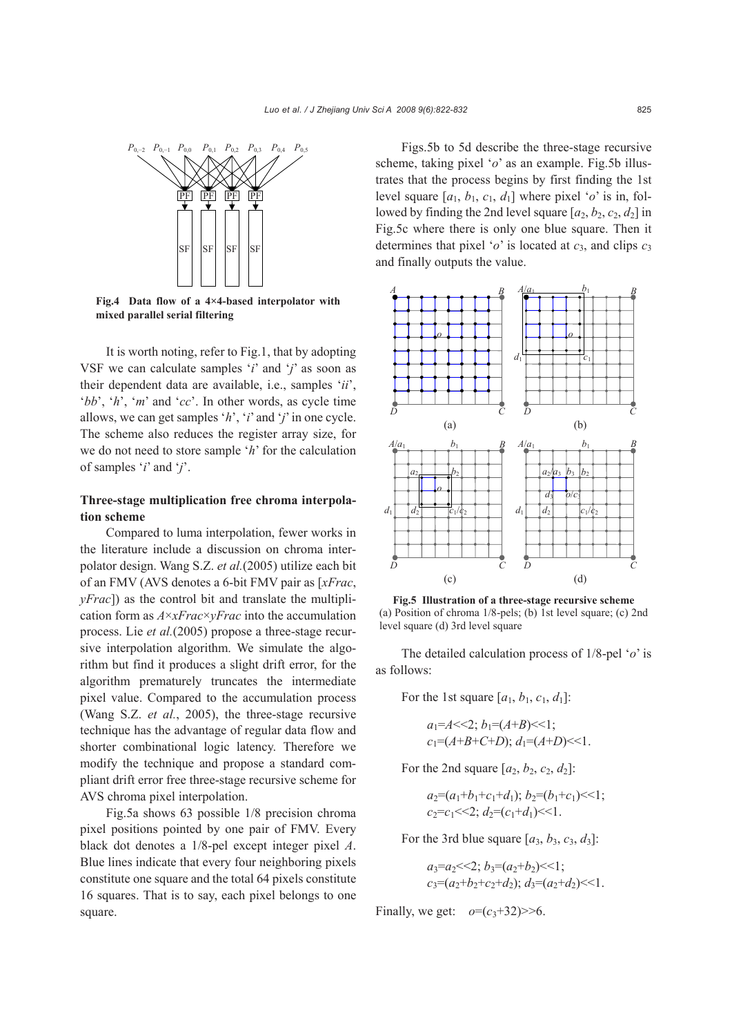Fig.4 Data flow of a 4×4-based interpolator with mixed parallel serial filtering

It is worth noting, refer to Fig.1, that by adopting VSF we can calculate samples '*i*' and '*j*' as soon as their dependent data are available, i.e., samples '*ii*', '*bb*', '*h*', '*m*' and '*cc*'. In other words, as cycle time allows, we can get samples '*h*', '*i*' and '*j*' in one cycle. The scheme also reduces the register array size, for we do not need to store sample '*h*' for the calculation of samples '*i*' and '*j*'.

### Three-stage multiplication free chroma interpolation scheme

Compared to luma interpolation, fewer works in the literature include a discussion on chroma interpolator design. Wang S.Z. *et al.*(2005) utilize each bit of an FMV (AVS denotes a 6-bit FMV pair as [*xFrac*, *yFrac*]) as the control bit and translate the multiplication form as $A \times xFrac \times yFrac$ into the accumulation process. Lie *et al.*(2005) propose a three-stage recursive interpolation algorithm. We simulate the algorithm but find it produces a slight drift error, for the algorithm prematurely truncates the intermediate pixel value. Compared to the accumulation process (Wang S.Z. *et al.*, 2005), the three-stage recursive technique has the advantage of regular data flow and shorter combinational logic latency. Therefore we modify the technique and propose a standard compliant drift error free three-stage recursive scheme for AVS chroma pixel interpolation.

Fig.5a shows 63 possible 1/8 precision chroma pixel positions pointed by one pair of FMV. Every black dot denotes a 1/8-pel except integer pixel *A*. Blue lines indicate that every four neighboring pixels constitute one square and the total 64 pixels constitute 16 squares. That is to say, each pixel belongs to one square.

Figs.5b to 5d describe the three-stage recursive scheme, taking pixel '*o*' as an example. Fig.5b illustrates that the process begins by first finding the 1st level square [$a_1$, $b_1$, $c_1$, $d_1$] where pixel '*o*' is in, followed by finding the 2nd level square [$a_2$, $b_2$, $c_2$, $d_2$] in Fig.5c where there is only one blue square. Then it determines that pixel '*o*' is located at $c_3$, and clips $c_3$ and finally outputs the value.

Fig.5 Illustration of a three-stage recursive scheme
(a) Position of chroma 1/8-pels; (b) 1st level square; (c) 2nd level square (d) 3rd level square

The detailed calculation process of 1/8-pel '*o*' is as follows:

For the 1st square [$a_1$, $b_1$, $c_1$, $d_1$]:

$$a_1=A<<2;\ b_1=(A+B)<<1;$$
$$c_1=(A+B+C+D);\ d_1=(A+D)<<1.$$

For the 2nd square [$a_2$, $b_2$, $c_2$, $d_2$]:

$$a_2=(a_1+b_1+c_1+d_1);\ b_2=(b_1+c_1)<<1;$$
$$c_2=c_1<<2;\ d_2=(c_1+d_1)<<1.$$

For the 3rd blue square [$a_3$, $b_3$, $c_3$, $d_3$]:

$$a_3=a_2<<2;\ b_3=(a_2+b_2)<<1;$$
$$c_3=(a_2+b_2+c_2+d_2);\ d_3=(a_2+d_2)<<1.$$

Finally, we get: $o=(c_3+32)>>6$.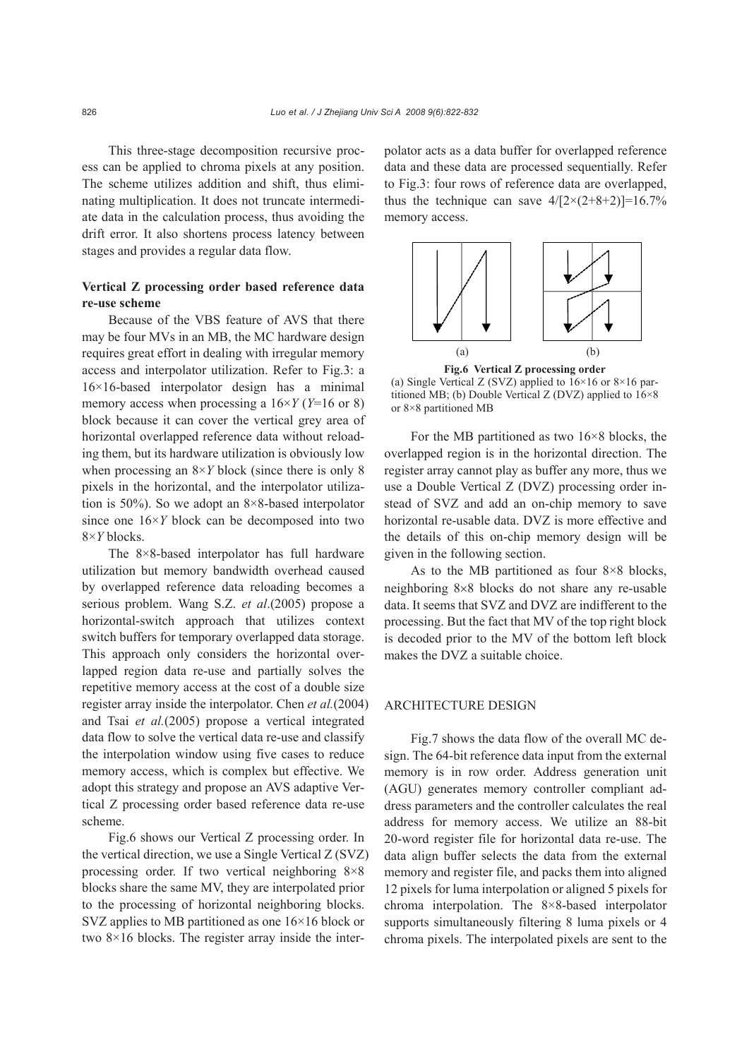This three-stage decomposition recursive process can be applied to chroma pixels at any position. The scheme utilizes addition and shift, thus eliminating multiplication. It does not truncate intermediate data in the calculation process, thus avoiding the drift error. It also shortens process latency between stages and provides a regular data flow.

### Vertical Z processing order based reference data re-use scheme

Because of the VBS feature of AVS that there may be four MVs in an MB, the MC hardware design requires great effort in dealing with irregular memory access and interpolator utilization. Refer to Fig.3: a 16×16-based interpolator design has a minimal memory access when processing a 16×*Y* (*Y*=16 or 8) block because it can cover the vertical grey area of horizontal overlapped reference data without reloading them, but its hardware utilization is obviously low when processing an 8×*Y* block (since there is only 8 pixels in the horizontal, and the interpolator utilization is 50%). So we adopt an 8×8-based interpolator since one 16×*Y* block can be decomposed into two 8×*Y* blocks.

The 8×8-based interpolator has full hardware utilization but memory bandwidth overhead caused by overlapped reference data reloading becomes a serious problem. Wang S.Z. *et al*.(2005) propose a horizontal-switch approach that utilizes context switch buffers for temporary overlapped data storage. This approach only considers the horizontal overlapped region data re-use and partially solves the repetitive memory access at the cost of a double size register array inside the interpolator. Chen *et al.*(2004) and Tsai *et al.*(2005) propose a vertical integrated data flow to solve the vertical data re-use and classify the interpolation window using five cases to reduce memory access, which is complex but effective. We adopt this strategy and propose an AVS adaptive Vertical Z processing order based reference data re-use scheme.

Fig.6 shows our Vertical Z processing order. In the vertical direction, we use a Single Vertical Z (SVZ) processing order. If two vertical neighboring 8×8 blocks share the same MV, they are interpolated prior to the processing of horizontal neighboring blocks. SVZ applies to MB partitioned as one 16×16 block or two 8×16 blocks. The register array inside the interpolator acts as a data buffer for overlapped reference data and these data are processed sequentially. Refer to Fig.3: four rows of reference data are overlapped, thus the technique can save $4/[2\times(2+8+2)]=16.7\%$ memory access.

**Fig.6 Vertical Z processing order**
(a) Single Vertical Z (SVZ) applied to 16×16 or 8×16 partitioned MB; (b) Double Vertical Z (DVZ) applied to 16×8 or 8×8 partitioned MB

For the MB partitioned as two 16×8 blocks, the overlapped region is in the horizontal direction. The register array cannot play as buffer any more, thus we use a Double Vertical Z (DVZ) processing order instead of SVZ and add an on-chip memory to save horizontal re-usable data. DVZ is more effective and the details of this on-chip memory design will be given in the following section.

As to the MB partitioned as four 8×8 blocks, neighboring 8×8 blocks do not share any re-usable data. It seems that SVZ and DVZ are indifferent to the processing. But the fact that MV of the top right block is decoded prior to the MV of the bottom left block makes the DVZ a suitable choice.

## ARCHITECTURE DESIGN

Fig.7 shows the data flow of the overall MC design. The 64-bit reference data input from the external memory is in row order. Address generation unit (AGU) generates memory controller compliant address parameters and the controller calculates the real address for memory access. We utilize an 88-bit 20-word register file for horizontal data re-use. The data align buffer selects the data from the external memory and register file, and packs them into aligned 12 pixels for luma interpolation or aligned 5 pixels for chroma interpolation. The 8×8-based interpolator supports simultaneously filtering 8 luma pixels or 4 chroma pixels. The interpolated pixels are sent to the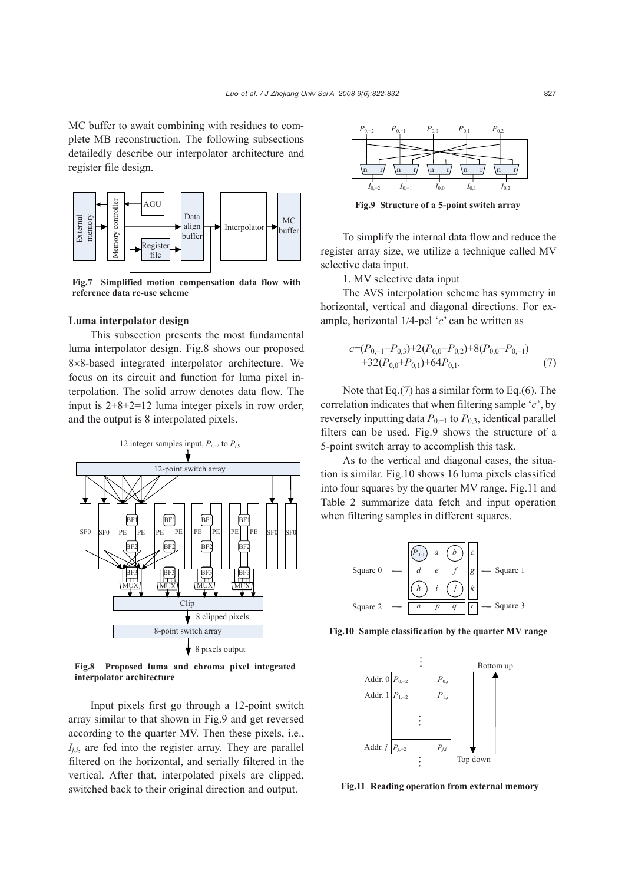MC buffer to await combining with residues to complete MB reconstruction. The following subsections detailedly describe our interpolator architecture and register file design.

**Fig.7 Simplified motion compensation data flow with reference data re-use scheme**

### Luma interpolator design

This subsection presents the most fundamental luma interpolator design. Fig.8 shows our proposed 8×8-based integrated interpolator architecture. We focus on its circuit and function for luma pixel interpolation. The solid arrow denotes data flow. The input is 2+8+2=12 luma integer pixels in row order, and the output is 8 interpolated pixels.

**Fig.8 Proposed luma and chroma pixel integrated interpolator architecture**

Input pixels first go through a 12-point switch array similar to that shown in Fig.9 and get reversed according to the quarter MV. Then these pixels, i.e., $I_{j,i}$, are fed into the register array. They are parallel filtered on the horizontal, and serially filtered in the vertical. After that, interpolated pixels are clipped, switched back to their original direction and output.

**Fig.9 Structure of a 5-point switch array**

To simplify the internal data flow and reduce the register array size, we utilize a technique called MV selective data input.

1. MV selective data input

The AVS interpolation scheme has symmetry in horizontal, vertical and diagonal directions. For example, horizontal 1/4-pel '$c$' can be written as

$$c=(P_{0,-1}-P_{0,3})+2(P_{0,0}-P_{0,2})+8(P_{0,0}-P_{0,-1})+32(P_{0,0}+P_{0,1})+64P_{0,1}. \quad (7)$$

Note that Eq.(7) has a similar form to Eq.(6). The correlation indicates that when filtering sample '$c$', by reversely inputting data $P_{0,-1}$ to $P_{0,3}$, identical parallel filters can be used. Fig.9 shows the structure of a 5-point switch array to accomplish this task.

As to the vertical and diagonal cases, the situation is similar. Fig.10 shows 16 luma pixels classified into four squares by the quarter MV range. Fig.11 and Table 2 summarize data fetch and input operation when filtering samples in different squares.

**Fig.10 Sample classification by the quarter MV range**

**Fig.11 Reading operation from external memory**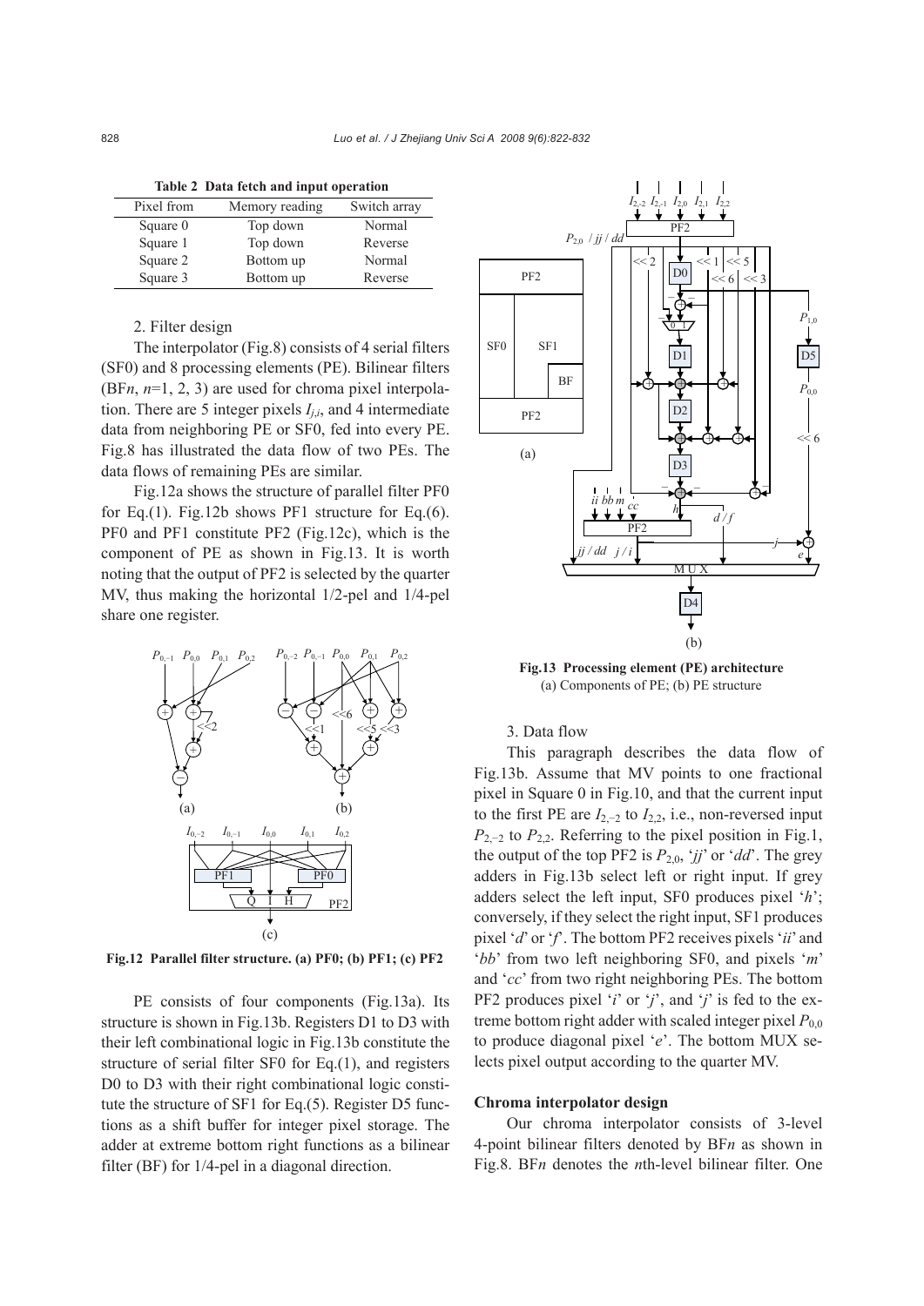**Table 2 Data fetch and input operation**

| Pixel from | Memory reading | Switch array |
|---|---|---|
| Square 0 | Top down | Normal |
| Square 1 | Top down | Reverse |
| Square 2 | Bottom up | Normal |
| Square 3 | Bottom up | Reverse |

2. Filter design

The interpolator (Fig.8) consists of 4 serial filters (SF0) and 8 processing elements (PE). Bilinear filters (BF$n$, $n$=1, 2, 3) are used for chroma pixel interpolation. There are 5 integer pixels $I_{j,i}$, and 4 intermediate data from neighboring PE or SF0, fed into every PE. Fig.8 has illustrated the data flow of two PEs. The data flows of remaining PEs are similar.

Fig.12a shows the structure of parallel filter PF0 for Eq.(1). Fig.12b shows PF1 structure for Eq.(6). PF0 and PF1 constitute PF2 (Fig.12c), which is the component of PE as shown in Fig.13. It is worth noting that the output of PF2 is selected by the quarter MV, thus making the horizontal 1/2-pel and 1/4-pel share one register.

**Fig.12 Parallel filter structure. (a) PF0; (b) PF1; (c) PF2**

PE consists of four components (Fig.13a). Its structure is shown in Fig.13b. Registers D1 to D3 with their left combinational logic in Fig.13b constitute the structure of serial filter SF0 for Eq.(1), and registers D0 to D3 with their right combinational logic constitute the structure of SF1 for Eq.(5). Register D5 functions as a shift buffer for integer pixel storage. The adder at extreme bottom right functions as a bilinear filter (BF) for 1/4-pel in a diagonal direction.

**Fig.13 Processing element (PE) architecture**
(a) Components of PE; (b) PE structure

3. Data flow

This paragraph describes the data flow of Fig.13b. Assume that MV points to one fractional pixel in Square 0 in Fig.10, and that the current input to the first PE are $I_{2,-2}$ to $I_{2,2}$, i.e., non-reversed input $P_{2,-2}$ to $P_{2,2}$. Referring to the pixel position in Fig.1, the output of the top PF2 is $P_{2,0}$, '*jj*' or '*dd*'. The grey adders in Fig.13b select left or right input. If grey adders select the left input, SF0 produces pixel '*h*'; conversely, if they select the right input, SF1 produces pixel '*d*' or '*f*'. The bottom PF2 receives pixels '*ii*' and '*bb*' from two left neighboring SF0, and pixels '*m*' and '*cc*' from two right neighboring PEs. The bottom PF2 produces pixel '*i*' or '*j*', and '*j*' is fed to the extreme bottom right adder with scaled integer pixel $P_{0,0}$ to produce diagonal pixel '*e*'. The bottom MUX selects pixel output according to the quarter MV.

### Chroma interpolator design

Our chroma interpolator consists of 3-level 4-point bilinear filters denoted by BF$n$ as shown in Fig.8. BF$n$ denotes the $n$th-level bilinear filter. One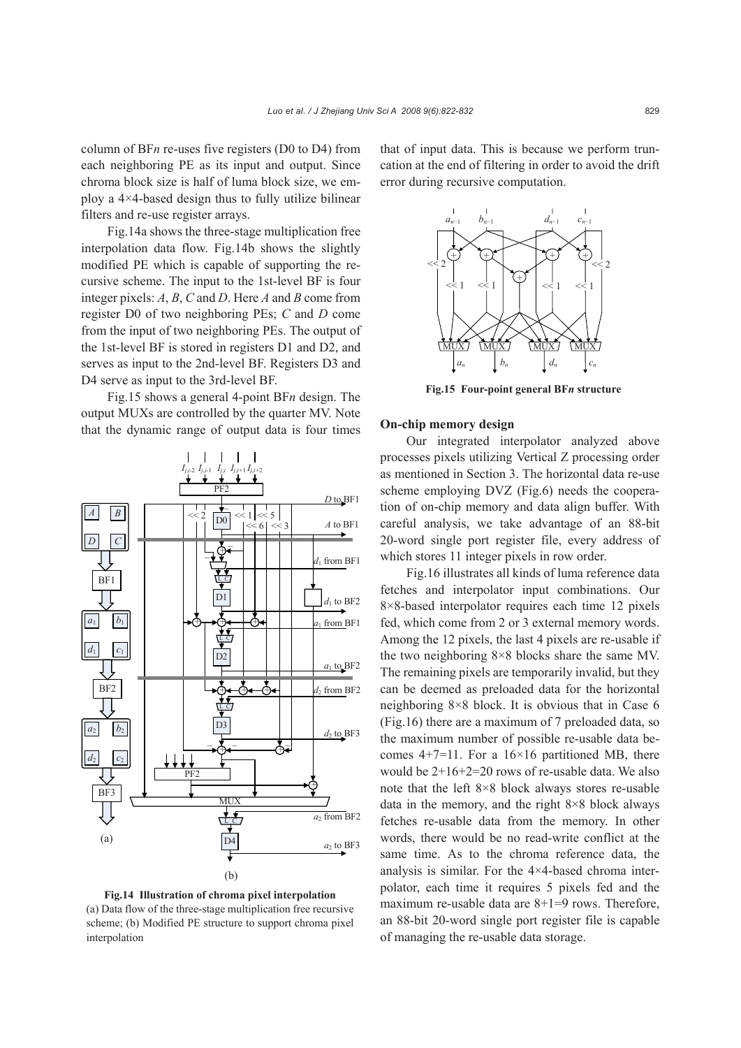column of BF$n$ re-uses five registers (D0 to D4) from each neighboring PE as its input and output. Since chroma block size is half of luma block size, we employ a 4×4-based design thus to fully utilize bilinear filters and re-use register arrays.

Fig.14a shows the three-stage multiplication free interpolation data flow. Fig.14b shows the slightly modified PE which is capable of supporting the recursive scheme. The input to the 1st-level BF is four integer pixels: $A$, $B$, $C$ and $D$. Here $A$ and $B$ come from register D0 of two neighboring PEs; $C$ and $D$ come from the input of two neighboring PEs. The output of the 1st-level BF is stored in registers D1 and D2, and serves as input to the 2nd-level BF. Registers D3 and D4 serve as input to the 3rd-level BF.

Fig.15 shows a general 4-point BF$n$ design. The output MUXs are controlled by the quarter MV. Note that the dynamic range of output data is four times that of input data. This is because we perform truncation at the end of filtering in order to avoid the drift error during recursive computation.

**Fig.14 Illustration of chroma pixel interpolation**
(a) Data flow of the three-stage multiplication free recursive scheme; (b) Modified PE structure to support chroma pixel interpolation

**Fig.15 Four-point general BF$n$ structure**

### On-chip memory design

Our integrated interpolator analyzed above processes pixels utilizing Vertical Z processing order as mentioned in Section 3. The horizontal data re-use scheme employing DVZ (Fig.6) needs the cooperation of on-chip memory and data align buffer. With careful analysis, we take advantage of an 88-bit 20-word single port register file, every address of which stores 11 integer pixels in row order.

Fig.16 illustrates all kinds of luma reference data fetches and interpolator input combinations. Our 8×8-based interpolator requires each time 12 pixels fed, which come from 2 or 3 external memory words. Among the 12 pixels, the last 4 pixels are re-usable if the two neighboring 8×8 blocks share the same MV. The remaining pixels are temporarily invalid, but they can be deemed as preloaded data for the horizontal neighboring 8×8 block. It is obvious that in Case 6 (Fig.16) there are a maximum of 7 preloaded data, so the maximum number of possible re-usable data becomes 4+7=11. For a 16×16 partitioned MB, there would be 2+16+2=20 rows of re-usable data. We also note that the left 8×8 block always stores re-usable data in the memory, and the right 8×8 block always fetches re-usable data from the memory. In other words, there would be no read-write conflict at the same time. As to the chroma reference data, the analysis is similar. For the 4×4-based chroma interpolator, each time it requires 5 pixels fed and the maximum re-usable data are 8+1=9 rows. Therefore, an 88-bit 20-word single port register file is capable of managing the re-usable data storage.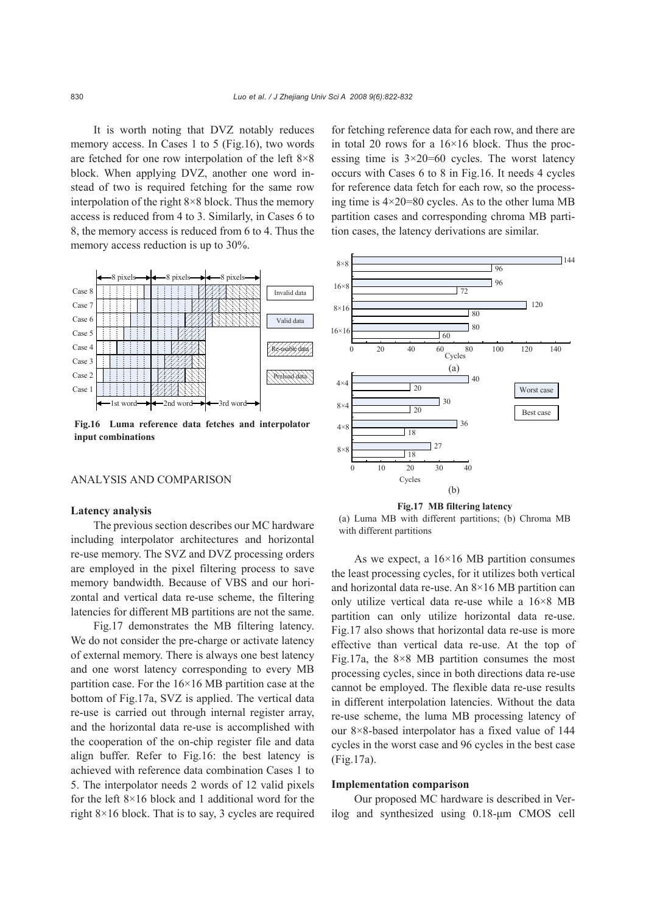It is worth noting that DVZ notably reduces memory access. In Cases 1 to 5 (Fig.16), two words are fetched for one row interpolation of the left 8×8 block. When applying DVZ, another one word instead of two is required fetching for the same row interpolation of the right 8×8 block. Thus the memory access is reduced from 4 to 3. Similarly, in Cases 6 to 8, the memory access is reduced from 6 to 4. Thus the memory access reduction is up to 30%.

**Fig.16 Luma reference data fetches and interpolator input combinations**

## ANALYSIS AND COMPARISON

### Latency analysis

The previous section describes our MC hardware including interpolator architectures and horizontal re-use memory. The SVZ and DVZ processing orders are employed in the pixel filtering process to save memory bandwidth. Because of VBS and our horizontal and vertical data re-use scheme, the filtering latencies for different MB partitions are not the same.

Fig.17 demonstrates the MB filtering latency. We do not consider the pre-charge or activate latency of external memory. There is always one best latency and one worst latency corresponding to every MB partition case. For the 16×16 MB partition case at the bottom of Fig.17a, SVZ is applied. The vertical data re-use is carried out through internal register array, and the horizontal data re-use is accomplished with the cooperation of the on-chip register file and data align buffer. Refer to Fig.16: the best latency is achieved with reference data combination Cases 1 to 5. The interpolator needs 2 words of 12 valid pixels for the left 8×16 block and 1 additional word for the right 8×16 block. That is to say, 3 cycles are required for fetching reference data for each row, and there are in total 20 rows for a 16×16 block. Thus the processing time is 3×20=60 cycles. The worst latency occurs with Cases 6 to 8 in Fig.16. It needs 4 cycles for reference data fetch for each row, so the processing time is 4×20=80 cycles. As to the other luma MB partition cases and corresponding chroma MB partition cases, the latency derivations are similar.

**Fig.17 MB filtering latency**
(a) Luma MB with different partitions; (b) Chroma MB with different partitions

As we expect, a 16×16 MB partition consumes the least processing cycles, for it utilizes both vertical and horizontal data re-use. An 8×16 MB partition can only utilize vertical data re-use while a 16×8 MB partition can only utilize horizontal data re-use. Fig.17 also shows that horizontal data re-use is more effective than vertical data re-use. At the top of Fig.17a, the 8×8 MB partition consumes the most processing cycles, since in both directions data re-use cannot be employed. The flexible data re-use results in different interpolation latencies. Without the data re-use scheme, the luma MB processing latency of our 8×8-based interpolator has a fixed value of 144 cycles in the worst case and 96 cycles in the best case (Fig.17a).

### Implementation comparison

Our proposed MC hardware is described in Verilog and synthesized using 0.18-μm CMOS cell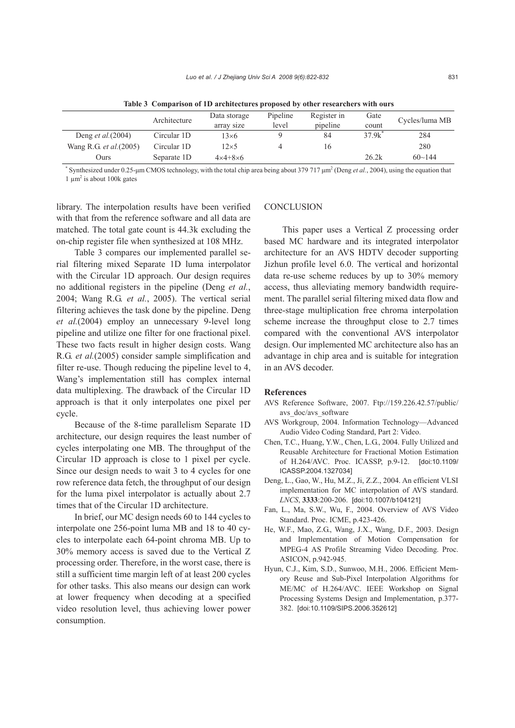**Table 3 Comparison of 1D architectures proposed by other researchers with ours**

| | Architecture | Data storage array size | Pipeline level | Register in pipeline | Gate count | Cycles/luma MB |
|---|---|---|---|---|---|---|
| Deng *et al.*(2004) | Circular 1D | 13×6 | 9 | 84 | 37.9k* | 284 |
| Wang R.G. *et al.*(2005) | Circular 1D | 12×5 | 4 | 16 | | 280 |
| Ours | Separate 1D | 4×4+8×6 | | | 26.2k | 60~144 |

\* Synthesized under 0.25-μm CMOS technology, with the total chip area being about 379 717 μm² (Deng *et al.*, 2004), using the equation that 1 μm² is about 100k gates

library. The interpolation results have been verified with that from the reference software and all data are matched. The total gate count is 44.3k excluding the on-chip register file when synthesized at 108 MHz.

Table 3 compares our implemented parallel serial filtering mixed Separate 1D luma interpolator with the Circular 1D approach. Our design requires no additional registers in the pipeline (Deng *et al.*, 2004; Wang R.G. *et al.*, 2005). The vertical serial filtering achieves the task done by the pipeline. Deng *et al.*(2004) employ an unnecessary 9-level long pipeline and utilize one filter for one fractional pixel. These two facts result in higher design costs. Wang R.G. *et al.*(2005) consider sample simplification and filter re-use. Though reducing the pipeline level to 4, Wang's implementation still has complex internal data multiplexing. The drawback of the Circular 1D approach is that it only interpolates one pixel per cycle.

Because of the 8-time parallelism Separate 1D architecture, our design requires the least number of cycles interpolating one MB. The throughput of the Circular 1D approach is close to 1 pixel per cycle. Since our design needs to wait 3 to 4 cycles for one row reference data fetch, the throughput of our design for the luma pixel interpolator is actually about 2.7 times that of the Circular 1D architecture.

In brief, our MC design needs 60 to 144 cycles to interpolate one 256-point luma MB and 18 to 40 cycles to interpolate each 64-point chroma MB. Up to 30% memory access is saved due to the Vertical Z processing order. Therefore, in the worst case, there is still a sufficient time margin left of at least 200 cycles for other tasks. This also means our design can work at lower frequency when decoding at a specified video resolution level, thus achieving lower power consumption.

## CONCLUSION

This paper uses a Vertical Z processing order based MC hardware and its integrated interpolator architecture for an AVS HDTV decoder supporting Jizhun profile level 6.0. The vertical and horizontal data re-use scheme reduces by up to 30% memory access, thus alleviating memory bandwidth requirement. The parallel serial filtering mixed data flow and three-stage multiplication free chroma interpolation scheme increase the throughput close to 2.7 times compared with the conventional AVS interpolator design. Our implemented MC architecture also has an advantage in chip area and is suitable for integration in an AVS decoder.

## References

AVS Reference Software, 2007. Ftp://159.226.42.57/public/avs_doc/avs_software

AVS Workgroup, 2004. Information Technology—Advanced Audio Video Coding Standard, Part 2: Video.

Chen, T.C., Huang, Y.W., Chen, L.G., 2004. Fully Utilized and Reusable Architecture for Fractional Motion Estimation of H.264/AVC. Proc. ICASSP, p.9-12. [doi:10.1109/ICASSP.2004.1327034]

Deng, L., Gao, W., Hu, M.Z., Ji, Z.Z., 2004. An efficient VLSI implementation for MC interpolation of AVS standard. *LNCS*, **3333**:200-206. [doi:10.1007/b104121]

Fan, L., Ma, S.W., Wu, F., 2004. Overview of AVS Video Standard. Proc. ICME, p.423-426.

He, W.F., Mao, Z.G., Wang, J.X., Wang, D.F., 2003. Design and Implementation of Motion Compensation for MPEG-4 AS Profile Streaming Video Decoding. Proc. ASICON, p.942-945.

Hyun, C.J., Kim, S.D., Sunwoo, M.H., 2006. Efficient Memory Reuse and Sub-Pixel Interpolation Algorithms for ME/MC of H.264/AVC. IEEE Workshop on Signal Processing Systems Design and Implementation, p.377-382. [doi:10.1109/SIPS.2006.352612]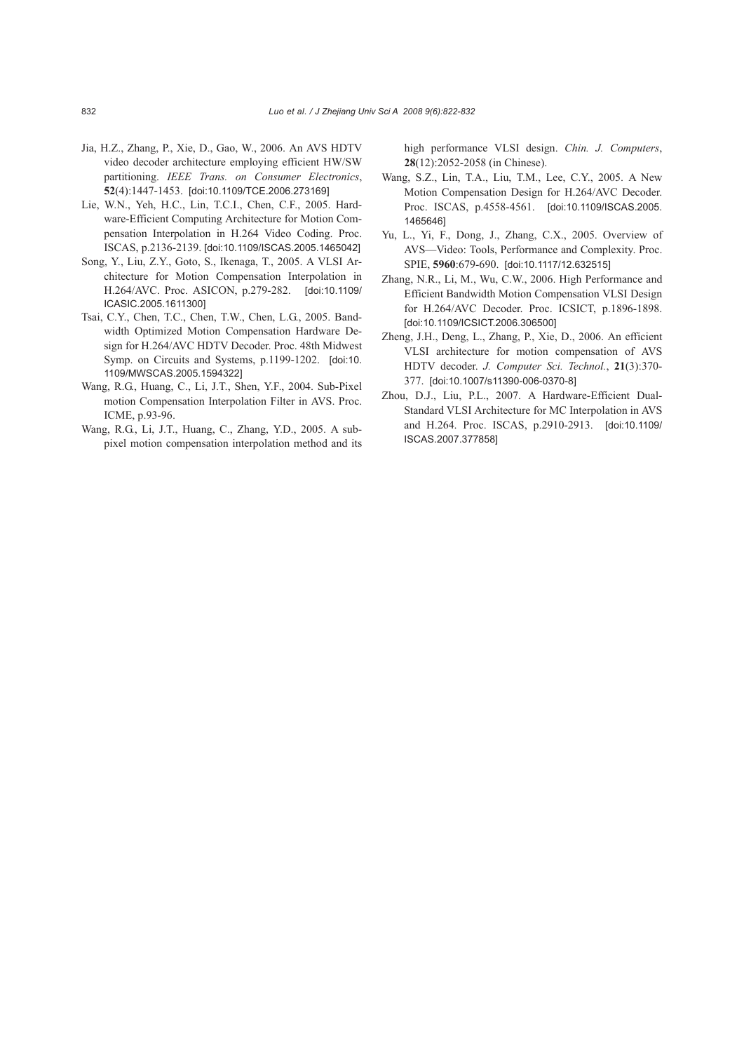Jia, H.Z., Zhang, P., Xie, D., Gao, W., 2006. An AVS HDTV video decoder architecture employing efficient HW/SW partitioning. *IEEE Trans. on Consumer Electronics*, **52**(4):1447-1453. [doi:10.1109/TCE.2006.273169]

Lie, W.N., Yeh, H.C., Lin, T.C.I., Chen, C.F., 2005. Hardware-Efficient Computing Architecture for Motion Compensation Interpolation in H.264 Video Coding. Proc. ISCAS, p.2136-2139. [doi:10.1109/ISCAS.2005.1465042]

Song, Y., Liu, Z.Y., Goto, S., Ikenaga, T., 2005. A VLSI Architecture for Motion Compensation Interpolation in H.264/AVC. Proc. ASICON, p.279-282. [doi:10.1109/ICASIC.2005.1611300]

Tsai, C.Y., Chen, T.C., Chen, T.W., Chen, L.G., 2005. Bandwidth Optimized Motion Compensation Hardware Design for H.264/AVC HDTV Decoder. Proc. 48th Midwest Symp. on Circuits and Systems, p.1199-1202. [doi:10.1109/MWSCAS.2005.1594322]

Wang, R.G., Huang, C., Li, J.T., Shen, Y.F., 2004. Sub-Pixel motion Compensation Interpolation Filter in AVS. Proc. ICME, p.93-96.

Wang, R.G., Li, J.T., Huang, C., Zhang, Y.D., 2005. A sub-pixel motion compensation interpolation method and its high performance VLSI design. *Chin. J. Computers*, **28**(12):2052-2058 (in Chinese).

Wang, S.Z., Lin, T.A., Liu, T.M., Lee, C.Y., 2005. A New Motion Compensation Design for H.264/AVC Decoder. Proc. ISCAS, p.4558-4561. [doi:10.1109/ISCAS.2005.1465646]

Yu, L., Yi, F., Dong, J., Zhang, C.X., 2005. Overview of AVS—Video: Tools, Performance and Complexity. Proc. SPIE, **5960**:679-690. [doi:10.1117/12.632515]

Zhang, N.R., Li, M., Wu, C.W., 2006. High Performance and Efficient Bandwidth Motion Compensation VLSI Design for H.264/AVC Decoder. Proc. ICSICT, p.1896-1898. [doi:10.1109/ICSICT.2006.306500]

Zheng, J.H., Deng, L., Zhang, P., Xie, D., 2006. An efficient VLSI architecture for motion compensation of AVS HDTV decoder. *J. Computer Sci. Technol.*, **21**(3):370-377. [doi:10.1007/s11390-006-0370-8]

Zhou, D.J., Liu, P.L., 2007. A Hardware-Efficient Dual-Standard VLSI Architecture for MC Interpolation in AVS and H.264. Proc. ISCAS, p.2910-2913. [doi:10.1109/ISCAS.2007.377858]